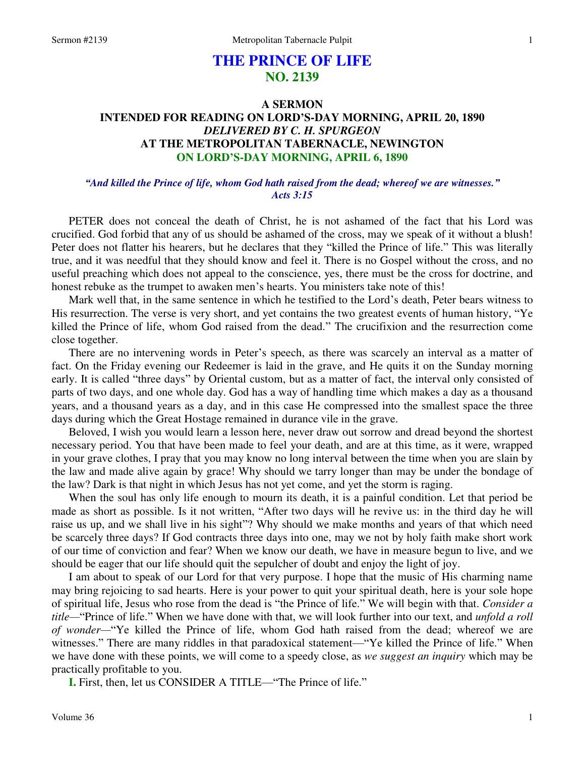# THE PRINCE OF LIFE
## NO. 2139

### A SERMON
### INTENDED FOR READING ON LORD'S-DAY MORNING, APRIL 20, 1890
### *DELIVERED BY C. H. SPURGEON*
### AT THE METROPOLITAN TABERNACLE, NEWINGTON
### ON LORD'S-DAY MORNING, APRIL 6, 1890

*"And killed the Prince of life, whom God hath raised from the dead; whereof we are witnesses." Acts 3:15*

PETER does not conceal the death of Christ, he is not ashamed of the fact that his Lord was crucified. God forbid that any of us should be ashamed of the cross, may we speak of it without a blush! Peter does not flatter his hearers, but he declares that they "killed the Prince of life." This was literally true, and it was needful that they should know and feel it. There is no Gospel without the cross, and no useful preaching which does not appeal to the conscience, yes, there must be the cross for doctrine, and honest rebuke as the trumpet to awaken men's hearts. You ministers take note of this!

Mark well that, in the same sentence in which he testified to the Lord's death, Peter bears witness to His resurrection. The verse is very short, and yet contains the two greatest events of human history, "Ye killed the Prince of life, whom God raised from the dead." The crucifixion and the resurrection come close together.

There are no intervening words in Peter's speech, as there was scarcely an interval as a matter of fact. On the Friday evening our Redeemer is laid in the grave, and He quits it on the Sunday morning early. It is called "three days" by Oriental custom, but as a matter of fact, the interval only consisted of parts of two days, and one whole day. God has a way of handling time which makes a day as a thousand years, and a thousand years as a day, and in this case He compressed into the smallest space the three days during which the Great Hostage remained in durance vile in the grave.

Beloved, I wish you would learn a lesson here, never draw out sorrow and dread beyond the shortest necessary period. You that have been made to feel your death, and are at this time, as it were, wrapped in your grave clothes, I pray that you may know no long interval between the time when you are slain by the law and made alive again by grace! Why should we tarry longer than may be under the bondage of the law? Dark is that night in which Jesus has not yet come, and yet the storm is raging.

When the soul has only life enough to mourn its death, it is a painful condition. Let that period be made as short as possible. Is it not written, "After two days will he revive us: in the third day he will raise us up, and we shall live in his sight"? Why should we make months and years of that which need be scarcely three days? If God contracts three days into one, may we not by holy faith make short work of our time of conviction and fear? When we know our death, we have in measure begun to live, and we should be eager that our life should quit the sepulcher of doubt and enjoy the light of joy.

I am about to speak of our Lord for that very purpose. I hope that the music of His charming name may bring rejoicing to sad hearts. Here is your power to quit your spiritual death, here is your sole hope of spiritual life, Jesus who rose from the dead is "the Prince of life." We will begin with that. *Consider a title*—"Prince of life." When we have done with that, we will look further into our text, and *unfold a roll of wonder*—"Ye killed the Prince of life, whom God hath raised from the dead; whereof we are witnesses." There are many riddles in that paradoxical statement—"Ye killed the Prince of life." When we have done with these points, we will come to a speedy close, as *we suggest an inquiry* which may be practically profitable to you.

**I.** First, then, let us CONSIDER A TITLE—"The Prince of life."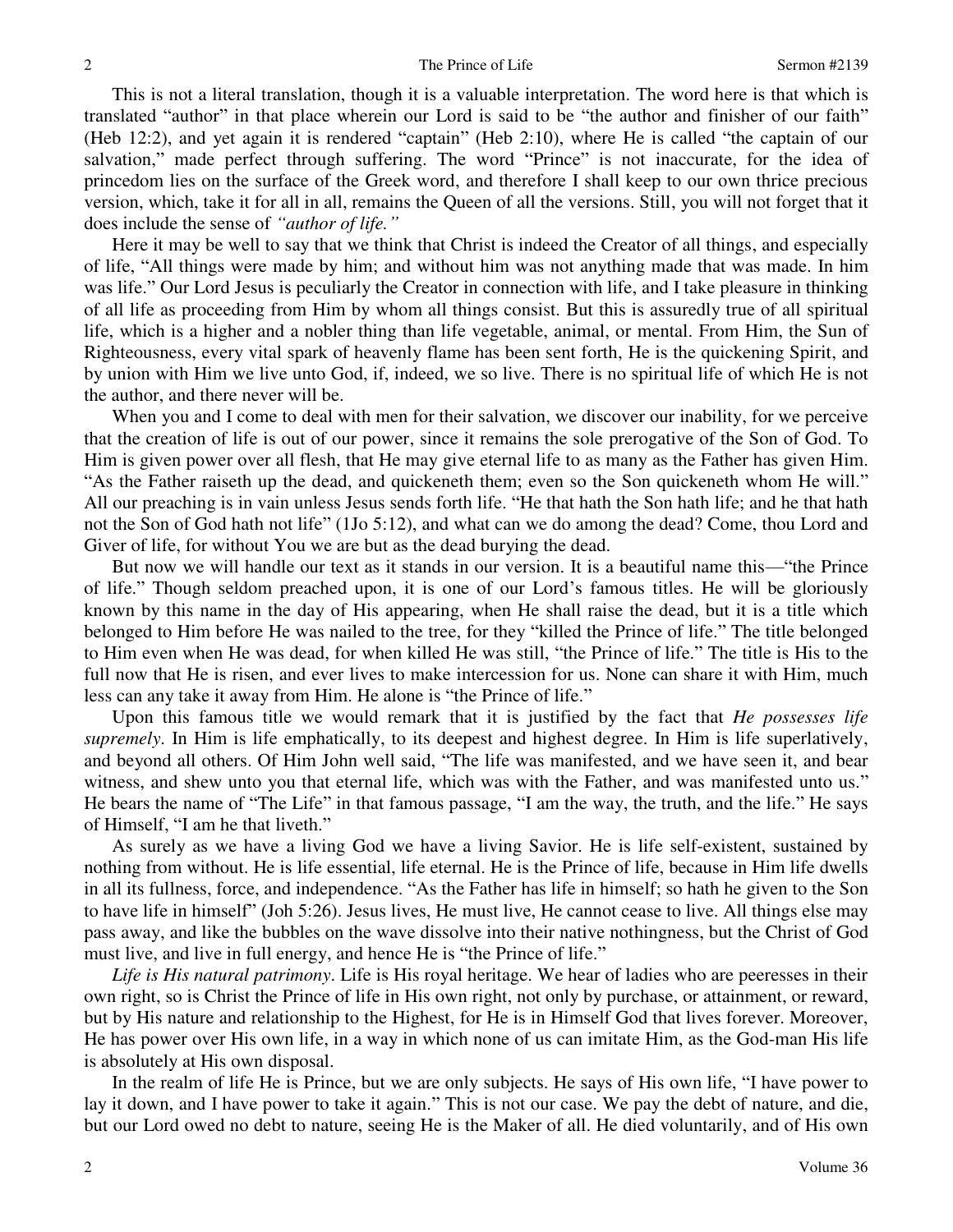This is not a literal translation, though it is a valuable interpretation. The word here is that which is translated "author" in that place wherein our Lord is said to be "the author and finisher of our faith" (Heb 12:2), and yet again it is rendered "captain" (Heb 2:10), where He is called "the captain of our salvation," made perfect through suffering. The word "Prince" is not inaccurate, for the idea of princedom lies on the surface of the Greek word, and therefore I shall keep to our own thrice precious version, which, take it for all in all, remains the Queen of all the versions. Still, you will not forget that it does include the sense of *"author of life."*

Here it may be well to say that we think that Christ is indeed the Creator of all things, and especially of life, "All things were made by him; and without him was not anything made that was made. In him was life." Our Lord Jesus is peculiarly the Creator in connection with life, and I take pleasure in thinking of all life as proceeding from Him by whom all things consist. But this is assuredly true of all spiritual life, which is a higher and a nobler thing than life vegetable, animal, or mental. From Him, the Sun of Righteousness, every vital spark of heavenly flame has been sent forth, He is the quickening Spirit, and by union with Him we live unto God, if, indeed, we so live. There is no spiritual life of which He is not the author, and there never will be.

When you and I come to deal with men for their salvation, we discover our inability, for we perceive that the creation of life is out of our power, since it remains the sole prerogative of the Son of God. To Him is given power over all flesh, that He may give eternal life to as many as the Father has given Him. "As the Father raiseth up the dead, and quickeneth them; even so the Son quickeneth whom He will." All our preaching is in vain unless Jesus sends forth life. "He that hath the Son hath life; and he that hath not the Son of God hath not life" (1Jo 5:12), and what can we do among the dead? Come, thou Lord and Giver of life, for without You we are but as the dead burying the dead.

But now we will handle our text as it stands in our version. It is a beautiful name this—"the Prince of life." Though seldom preached upon, it is one of our Lord's famous titles. He will be gloriously known by this name in the day of His appearing, when He shall raise the dead, but it is a title which belonged to Him before He was nailed to the tree, for they "killed the Prince of life." The title belonged to Him even when He was dead, for when killed He was still, "the Prince of life." The title is His to the full now that He is risen, and ever lives to make intercession for us. None can share it with Him, much less can any take it away from Him. He alone is "the Prince of life."

Upon this famous title we would remark that it is justified by the fact that *He possesses life supremely*. In Him is life emphatically, to its deepest and highest degree. In Him is life superlatively, and beyond all others. Of Him John well said, "The life was manifested, and we have seen it, and bear witness, and shew unto you that eternal life, which was with the Father, and was manifested unto us." He bears the name of "The Life" in that famous passage, "I am the way, the truth, and the life." He says of Himself, "I am he that liveth."

As surely as we have a living God we have a living Savior. He is life self-existent, sustained by nothing from without. He is life essential, life eternal. He is the Prince of life, because in Him life dwells in all its fullness, force, and independence. "As the Father has life in himself; so hath he given to the Son to have life in himself" (Joh 5:26). Jesus lives, He must live, He cannot cease to live. All things else may pass away, and like the bubbles on the wave dissolve into their native nothingness, but the Christ of God must live, and live in full energy, and hence He is "the Prince of life."

*Life is His natural patrimony*. Life is His royal heritage. We hear of ladies who are peeresses in their own right, so is Christ the Prince of life in His own right, not only by purchase, or attainment, or reward, but by His nature and relationship to the Highest, for He is in Himself God that lives forever. Moreover, He has power over His own life, in a way in which none of us can imitate Him, as the God-man His life is absolutely at His own disposal.

In the realm of life He is Prince, but we are only subjects. He says of His own life, "I have power to lay it down, and I have power to take it again." This is not our case. We pay the debt of nature, and die, but our Lord owed no debt to nature, seeing He is the Maker of all. He died voluntarily, and of His own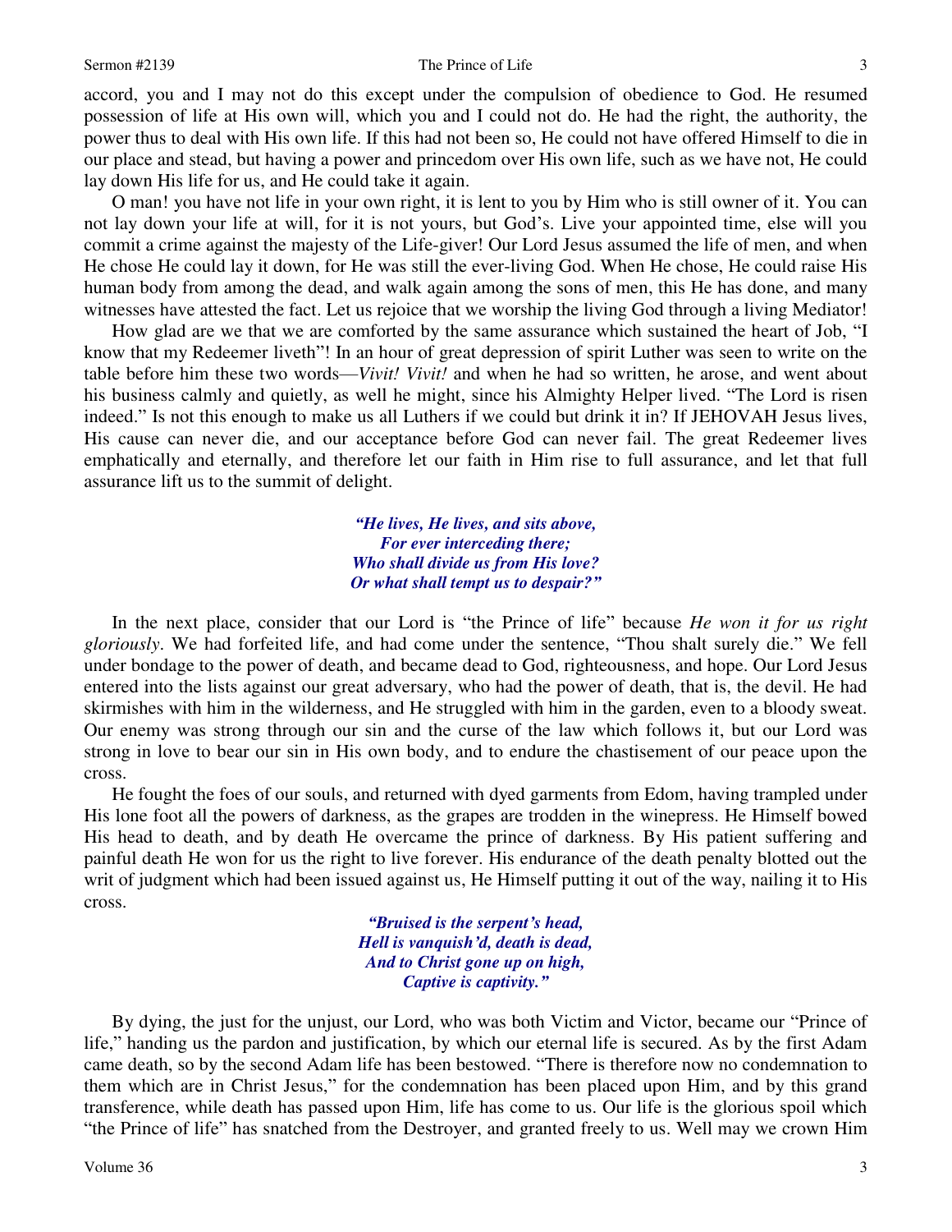accord, you and I may not do this except under the compulsion of obedience to God. He resumed possession of life at His own will, which you and I could not do. He had the right, the authority, the power thus to deal with His own life. If this had not been so, He could not have offered Himself to die in our place and stead, but having a power and princedom over His own life, such as we have not, He could lay down His life for us, and He could take it again.

O man! you have not life in your own right, it is lent to you by Him who is still owner of it. You can not lay down your life at will, for it is not yours, but God's. Live your appointed time, else will you commit a crime against the majesty of the Life-giver! Our Lord Jesus assumed the life of men, and when He chose He could lay it down, for He was still the ever-living God. When He chose, He could raise His human body from among the dead, and walk again among the sons of men, this He has done, and many witnesses have attested the fact. Let us rejoice that we worship the living God through a living Mediator!

How glad are we that we are comforted by the same assurance which sustained the heart of Job, "I know that my Redeemer liveth"! In an hour of great depression of spirit Luther was seen to write on the table before him these two words—*Vivit! Vivit!* and when he had so written, he arose, and went about his business calmly and quietly, as well he might, since his Almighty Helper lived. "The Lord is risen indeed." Is not this enough to make us all Luthers if we could but drink it in? If JEHOVAH Jesus lives, His cause can never die, and our acceptance before God can never fail. The great Redeemer lives emphatically and eternally, and therefore let our faith in Him rise to full assurance, and let that full assurance lift us to the summit of delight.

> ***"He lives, He lives, and sits above,***
> ***For ever interceding there;***
> ***Who shall divide us from His love?***
> ***Or what shall tempt us to despair?"***

In the next place, consider that our Lord is "the Prince of life" because *He won it for us right gloriously*. We had forfeited life, and had come under the sentence, "Thou shalt surely die." We fell under bondage to the power of death, and became dead to God, righteousness, and hope. Our Lord Jesus entered into the lists against our great adversary, who had the power of death, that is, the devil. He had skirmishes with him in the wilderness, and He struggled with him in the garden, even to a bloody sweat. Our enemy was strong through our sin and the curse of the law which follows it, but our Lord was strong in love to bear our sin in His own body, and to endure the chastisement of our peace upon the cross.

He fought the foes of our souls, and returned with dyed garments from Edom, having trampled under His lone foot all the powers of darkness, as the grapes are trodden in the winepress. He Himself bowed His head to death, and by death He overcame the prince of darkness. By His patient suffering and painful death He won for us the right to live forever. His endurance of the death penalty blotted out the writ of judgment which had been issued against us, He Himself putting it out of the way, nailing it to His cross.

> ***"Bruised is the serpent's head,***
> ***Hell is vanquish'd, death is dead,***
> ***And to Christ gone up on high,***
> ***Captive is captivity."***

By dying, the just for the unjust, our Lord, who was both Victim and Victor, became our "Prince of life," handing us the pardon and justification, by which our eternal life is secured. As by the first Adam came death, so by the second Adam life has been bestowed. "There is therefore now no condemnation to them which are in Christ Jesus," for the condemnation has been placed upon Him, and by this grand transference, while death has passed upon Him, life has come to us. Our life is the glorious spoil which "the Prince of life" has snatched from the Destroyer, and granted freely to us. Well may we crown Him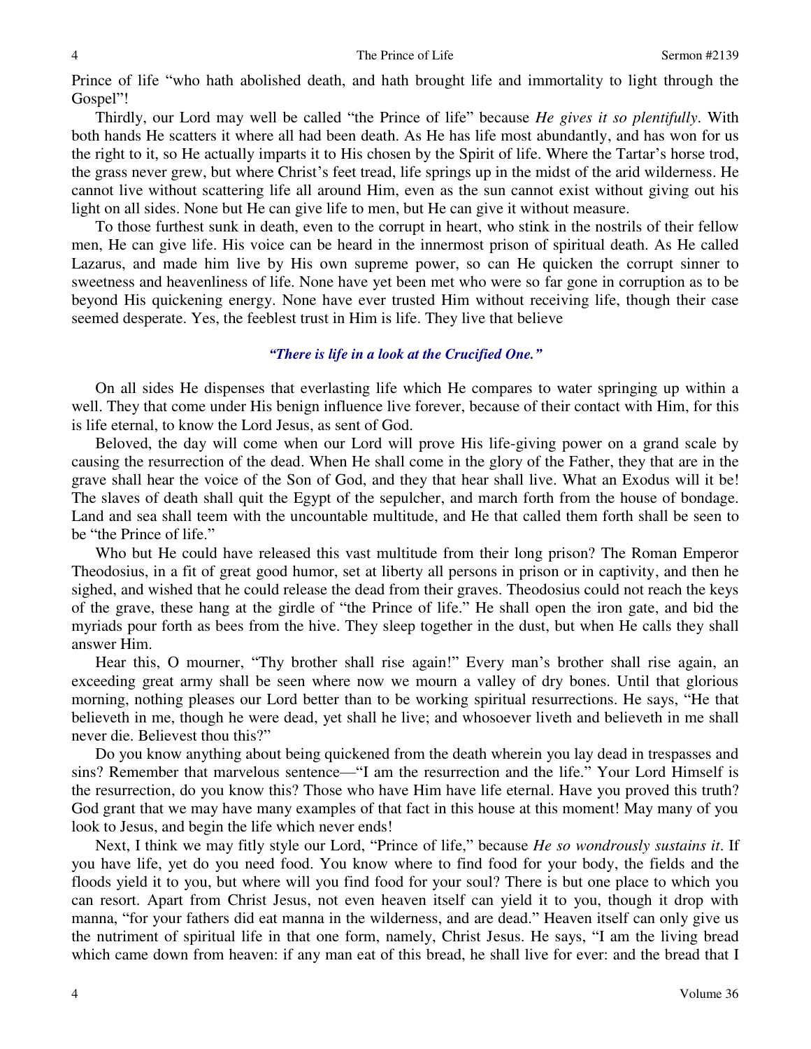Prince of life "who hath abolished death, and hath brought life and immortality to light through the Gospel"!

Thirdly, our Lord may well be called "the Prince of life" because *He gives it so plentifully*. With both hands He scatters it where all had been death. As He has life most abundantly, and has won for us the right to it, so He actually imparts it to His chosen by the Spirit of life. Where the Tartar's horse trod, the grass never grew, but where Christ's feet tread, life springs up in the midst of the arid wilderness. He cannot live without scattering life all around Him, even as the sun cannot exist without giving out his light on all sides. None but He can give life to men, but He can give it without measure.

To those furthest sunk in death, even to the corrupt in heart, who stink in the nostrils of their fellow men, He can give life. His voice can be heard in the innermost prison of spiritual death. As He called Lazarus, and made him live by His own supreme power, so can He quicken the corrupt sinner to sweetness and heavenliness of life. None have yet been met who were so far gone in corruption as to be beyond His quickening energy. None have ever trusted Him without receiving life, though their case seemed desperate. Yes, the feeblest trust in Him is life. They live that believe

***"There is life in a look at the Crucified One."***

On all sides He dispenses that everlasting life which He compares to water springing up within a well. They that come under His benign influence live forever, because of their contact with Him, for this is life eternal, to know the Lord Jesus, as sent of God.

Beloved, the day will come when our Lord will prove His life-giving power on a grand scale by causing the resurrection of the dead. When He shall come in the glory of the Father, they that are in the grave shall hear the voice of the Son of God, and they that hear shall live. What an Exodus will it be! The slaves of death shall quit the Egypt of the sepulcher, and march forth from the house of bondage. Land and sea shall teem with the uncountable multitude, and He that called them forth shall be seen to be "the Prince of life."

Who but He could have released this vast multitude from their long prison? The Roman Emperor Theodosius, in a fit of great good humor, set at liberty all persons in prison or in captivity, and then he sighed, and wished that he could release the dead from their graves. Theodosius could not reach the keys of the grave, these hang at the girdle of "the Prince of life." He shall open the iron gate, and bid the myriads pour forth as bees from the hive. They sleep together in the dust, but when He calls they shall answer Him.

Hear this, O mourner, "Thy brother shall rise again!" Every man's brother shall rise again, an exceeding great army shall be seen where now we mourn a valley of dry bones. Until that glorious morning, nothing pleases our Lord better than to be working spiritual resurrections. He says, "He that believeth in me, though he were dead, yet shall he live; and whosoever liveth and believeth in me shall never die. Believest thou this?"

Do you know anything about being quickened from the death wherein you lay dead in trespasses and sins? Remember that marvelous sentence—"I am the resurrection and the life." Your Lord Himself is the resurrection, do you know this? Those who have Him have life eternal. Have you proved this truth? God grant that we may have many examples of that fact in this house at this moment! May many of you look to Jesus, and begin the life which never ends!

Next, I think we may fitly style our Lord, "Prince of life," because *He so wondrously sustains it*. If you have life, yet do you need food. You know where to find food for your body, the fields and the floods yield it to you, but where will you find food for your soul? There is but one place to which you can resort. Apart from Christ Jesus, not even heaven itself can yield it to you, though it drop with manna, "for your fathers did eat manna in the wilderness, and are dead." Heaven itself can only give us the nutriment of spiritual life in that one form, namely, Christ Jesus. He says, "I am the living bread which came down from heaven: if any man eat of this bread, he shall live for ever: and the bread that I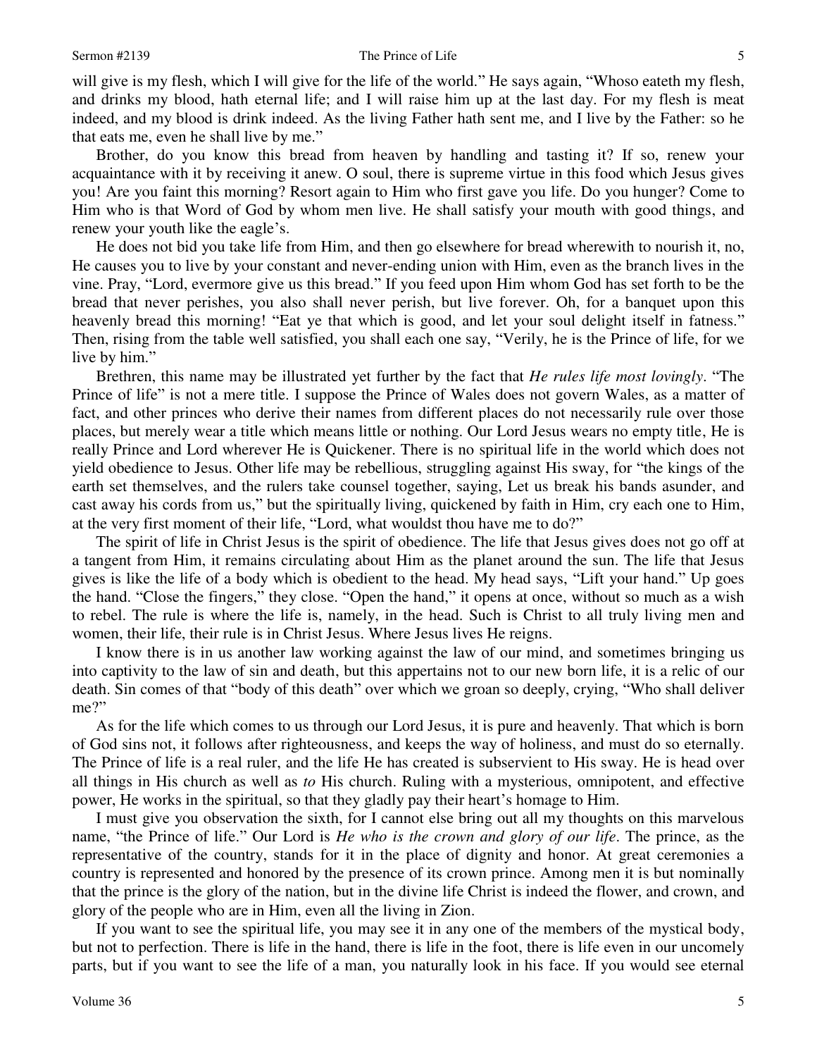will give is my flesh, which I will give for the life of the world." He says again, "Whoso eateth my flesh, and drinks my blood, hath eternal life; and I will raise him up at the last day. For my flesh is meat indeed, and my blood is drink indeed. As the living Father hath sent me, and I live by the Father: so he that eats me, even he shall live by me."

Brother, do you know this bread from heaven by handling and tasting it? If so, renew your acquaintance with it by receiving it anew. O soul, there is supreme virtue in this food which Jesus gives you! Are you faint this morning? Resort again to Him who first gave you life. Do you hunger? Come to Him who is that Word of God by whom men live. He shall satisfy your mouth with good things, and renew your youth like the eagle's.

He does not bid you take life from Him, and then go elsewhere for bread wherewith to nourish it, no, He causes you to live by your constant and never-ending union with Him, even as the branch lives in the vine. Pray, "Lord, evermore give us this bread." If you feed upon Him whom God has set forth to be the bread that never perishes, you also shall never perish, but live forever. Oh, for a banquet upon this heavenly bread this morning! "Eat ye that which is good, and let your soul delight itself in fatness." Then, rising from the table well satisfied, you shall each one say, "Verily, he is the Prince of life, for we live by him."

Brethren, this name may be illustrated yet further by the fact that *He rules life most lovingly*. "The Prince of life" is not a mere title. I suppose the Prince of Wales does not govern Wales, as a matter of fact, and other princes who derive their names from different places do not necessarily rule over those places, but merely wear a title which means little or nothing. Our Lord Jesus wears no empty title, He is really Prince and Lord wherever He is Quickener. There is no spiritual life in the world which does not yield obedience to Jesus. Other life may be rebellious, struggling against His sway, for "the kings of the earth set themselves, and the rulers take counsel together, saying, Let us break his bands asunder, and cast away his cords from us," but the spiritually living, quickened by faith in Him, cry each one to Him, at the very first moment of their life, "Lord, what wouldst thou have me to do?"

The spirit of life in Christ Jesus is the spirit of obedience. The life that Jesus gives does not go off at a tangent from Him, it remains circulating about Him as the planet around the sun. The life that Jesus gives is like the life of a body which is obedient to the head. My head says, "Lift your hand." Up goes the hand. "Close the fingers," they close. "Open the hand," it opens at once, without so much as a wish to rebel. The rule is where the life is, namely, in the head. Such is Christ to all truly living men and women, their life, their rule is in Christ Jesus. Where Jesus lives He reigns.

I know there is in us another law working against the law of our mind, and sometimes bringing us into captivity to the law of sin and death, but this appertains not to our new born life, it is a relic of our death. Sin comes of that "body of this death" over which we groan so deeply, crying, "Who shall deliver me?"

As for the life which comes to us through our Lord Jesus, it is pure and heavenly. That which is born of God sins not, it follows after righteousness, and keeps the way of holiness, and must do so eternally. The Prince of life is a real ruler, and the life He has created is subservient to His sway. He is head over all things in His church as well as *to* His church. Ruling with a mysterious, omnipotent, and effective power, He works in the spiritual, so that they gladly pay their heart's homage to Him.

I must give you observation the sixth, for I cannot else bring out all my thoughts on this marvelous name, "the Prince of life." Our Lord is *He who is the crown and glory of our life*. The prince, as the representative of the country, stands for it in the place of dignity and honor. At great ceremonies a country is represented and honored by the presence of its crown prince. Among men it is but nominally that the prince is the glory of the nation, but in the divine life Christ is indeed the flower, and crown, and glory of the people who are in Him, even all the living in Zion.

If you want to see the spiritual life, you may see it in any one of the members of the mystical body, but not to perfection. There is life in the hand, there is life in the foot, there is life even in our uncomely parts, but if you want to see the life of a man, you naturally look in his face. If you would see eternal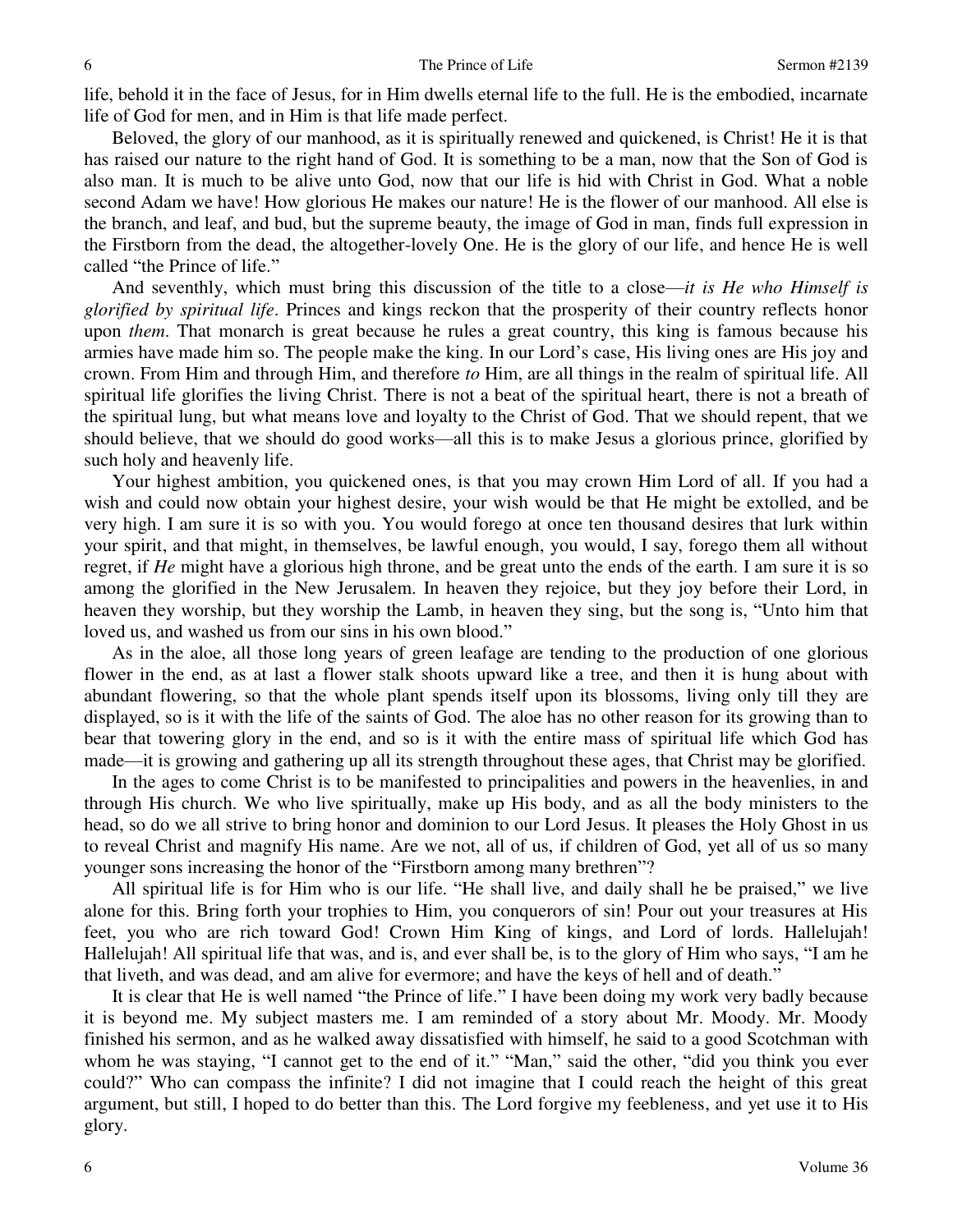life, behold it in the face of Jesus, for in Him dwells eternal life to the full. He is the embodied, incarnate life of God for men, and in Him is that life made perfect.

Beloved, the glory of our manhood, as it is spiritually renewed and quickened, is Christ! He it is that has raised our nature to the right hand of God. It is something to be a man, now that the Son of God is also man. It is much to be alive unto God, now that our life is hid with Christ in God. What a noble second Adam we have! How glorious He makes our nature! He is the flower of our manhood. All else is the branch, and leaf, and bud, but the supreme beauty, the image of God in man, finds full expression in the Firstborn from the dead, the altogether-lovely One. He is the glory of our life, and hence He is well called "the Prince of life."

And seventhly, which must bring this discussion of the title to a close—*it is He who Himself is glorified by spiritual life*. Princes and kings reckon that the prosperity of their country reflects honor upon *them*. That monarch is great because he rules a great country, this king is famous because his armies have made him so. The people make the king. In our Lord's case, His living ones are His joy and crown. From Him and through Him, and therefore *to* Him, are all things in the realm of spiritual life. All spiritual life glorifies the living Christ. There is not a beat of the spiritual heart, there is not a breath of the spiritual lung, but what means love and loyalty to the Christ of God. That we should repent, that we should believe, that we should do good works—all this is to make Jesus a glorious prince, glorified by such holy and heavenly life.

Your highest ambition, you quickened ones, is that you may crown Him Lord of all. If you had a wish and could now obtain your highest desire, your wish would be that He might be extolled, and be very high. I am sure it is so with you. You would forego at once ten thousand desires that lurk within your spirit, and that might, in themselves, be lawful enough, you would, I say, forego them all without regret, if *He* might have a glorious high throne, and be great unto the ends of the earth. I am sure it is so among the glorified in the New Jerusalem. In heaven they rejoice, but they joy before their Lord, in heaven they worship, but they worship the Lamb, in heaven they sing, but the song is, "Unto him that loved us, and washed us from our sins in his own blood."

As in the aloe, all those long years of green leafage are tending to the production of one glorious flower in the end, as at last a flower stalk shoots upward like a tree, and then it is hung about with abundant flowering, so that the whole plant spends itself upon its blossoms, living only till they are displayed, so is it with the life of the saints of God. The aloe has no other reason for its growing than to bear that towering glory in the end, and so is it with the entire mass of spiritual life which God has made—it is growing and gathering up all its strength throughout these ages, that Christ may be glorified.

In the ages to come Christ is to be manifested to principalities and powers in the heavenlies, in and through His church. We who live spiritually, make up His body, and as all the body ministers to the head, so do we all strive to bring honor and dominion to our Lord Jesus. It pleases the Holy Ghost in us to reveal Christ and magnify His name. Are we not, all of us, if children of God, yet all of us so many younger sons increasing the honor of the "Firstborn among many brethren"?

All spiritual life is for Him who is our life. "He shall live, and daily shall he be praised," we live alone for this. Bring forth your trophies to Him, you conquerors of sin! Pour out your treasures at His feet, you who are rich toward God! Crown Him King of kings, and Lord of lords. Hallelujah! Hallelujah! All spiritual life that was, and is, and ever shall be, is to the glory of Him who says, "I am he that liveth, and was dead, and am alive for evermore; and have the keys of hell and of death."

It is clear that He is well named "the Prince of life." I have been doing my work very badly because it is beyond me. My subject masters me. I am reminded of a story about Mr. Moody. Mr. Moody finished his sermon, and as he walked away dissatisfied with himself, he said to a good Scotchman with whom he was staying, "I cannot get to the end of it." "Man," said the other, "did you think you ever could?" Who can compass the infinite? I did not imagine that I could reach the height of this great argument, but still, I hoped to do better than this. The Lord forgive my feebleness, and yet use it to His glory.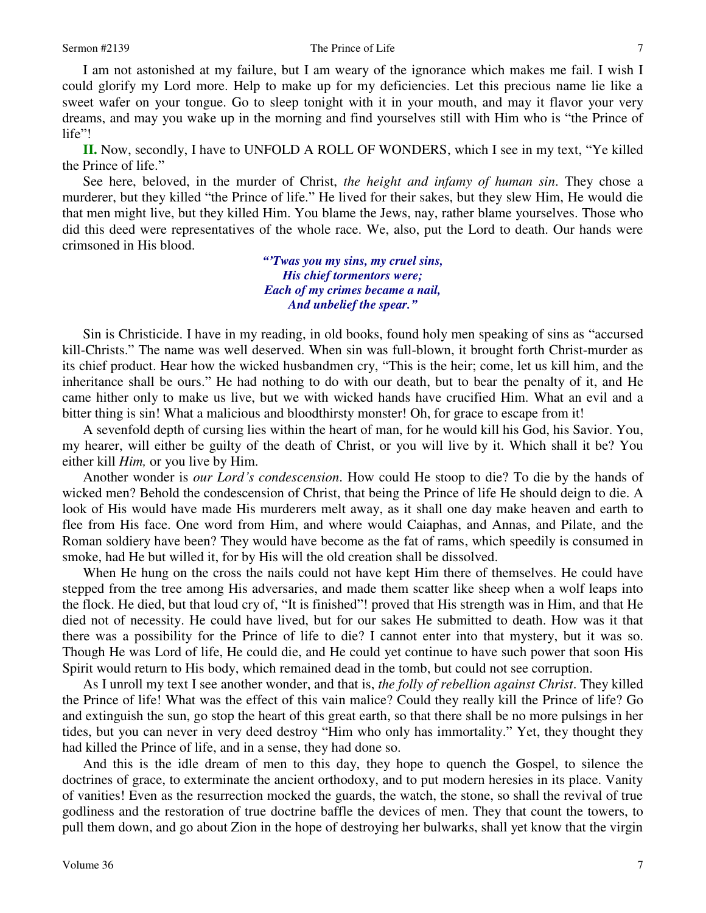I am not astonished at my failure, but I am weary of the ignorance which makes me fail. I wish I could glorify my Lord more. Help to make up for my deficiencies. Let this precious name lie like a sweet wafer on your tongue. Go to sleep tonight with it in your mouth, and may it flavor your very dreams, and may you wake up in the morning and find yourselves still with Him who is "the Prince of life"!

**II.** Now, secondly, I have to UNFOLD A ROLL OF WONDERS, which I see in my text, "Ye killed the Prince of life."

See here, beloved, in the murder of Christ, *the height and infamy of human sin*. They chose a murderer, but they killed "the Prince of life." He lived for their sakes, but they slew Him, He would die that men might live, but they killed Him. You blame the Jews, nay, rather blame yourselves. Those who did this deed were representatives of the whole race. We, also, put the Lord to death. Our hands were crimsoned in His blood.

> ***"'Twas you my sins, my cruel sins,***
> ***His chief tormentors were;***
> ***Each of my crimes became a nail,***
> ***And unbelief the spear."***

Sin is Christicide. I have in my reading, in old books, found holy men speaking of sins as "accursed kill-Christs." The name was well deserved. When sin was full-blown, it brought forth Christ-murder as its chief product. Hear how the wicked husbandmen cry, "This is the heir; come, let us kill him, and the inheritance shall be ours." He had nothing to do with our death, but to bear the penalty of it, and He came hither only to make us live, but we with wicked hands have crucified Him. What an evil and a bitter thing is sin! What a malicious and bloodthirsty monster! Oh, for grace to escape from it!

A sevenfold depth of cursing lies within the heart of man, for he would kill his God, his Savior. You, my hearer, will either be guilty of the death of Christ, or you will live by it. Which shall it be? You either kill *Him,* or you live by Him.

Another wonder is *our Lord's condescension*. How could He stoop to die? To die by the hands of wicked men? Behold the condescension of Christ, that being the Prince of life He should deign to die. A look of His would have made His murderers melt away, as it shall one day make heaven and earth to flee from His face. One word from Him, and where would Caiaphas, and Annas, and Pilate, and the Roman soldiery have been? They would have become as the fat of rams, which speedily is consumed in smoke, had He but willed it, for by His will the old creation shall be dissolved.

When He hung on the cross the nails could not have kept Him there of themselves. He could have stepped from the tree among His adversaries, and made them scatter like sheep when a wolf leaps into the flock. He died, but that loud cry of, "It is finished"! proved that His strength was in Him, and that He died not of necessity. He could have lived, but for our sakes He submitted to death. How was it that there was a possibility for the Prince of life to die? I cannot enter into that mystery, but it was so. Though He was Lord of life, He could die, and He could yet continue to have such power that soon His Spirit would return to His body, which remained dead in the tomb, but could not see corruption.

As I unroll my text I see another wonder, and that is, *the folly of rebellion against Christ*. They killed the Prince of life! What was the effect of this vain malice? Could they really kill the Prince of life? Go and extinguish the sun, go stop the heart of this great earth, so that there shall be no more pulsings in her tides, but you can never in very deed destroy "Him who only has immortality." Yet, they thought they had killed the Prince of life, and in a sense, they had done so.

And this is the idle dream of men to this day, they hope to quench the Gospel, to silence the doctrines of grace, to exterminate the ancient orthodoxy, and to put modern heresies in its place. Vanity of vanities! Even as the resurrection mocked the guards, the watch, the stone, so shall the revival of true godliness and the restoration of true doctrine baffle the devices of men. They that count the towers, to pull them down, and go about Zion in the hope of destroying her bulwarks, shall yet know that the virgin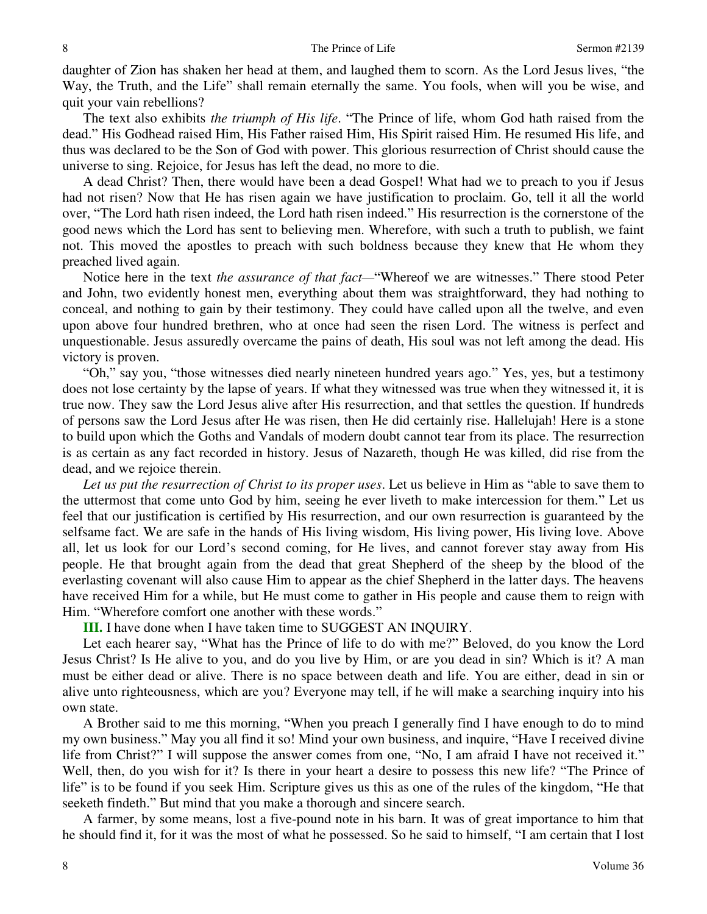daughter of Zion has shaken her head at them, and laughed them to scorn. As the Lord Jesus lives, "the Way, the Truth, and the Life" shall remain eternally the same. You fools, when will you be wise, and quit your vain rebellions?

The text also exhibits *the triumph of His life*. "The Prince of life, whom God hath raised from the dead." His Godhead raised Him, His Father raised Him, His Spirit raised Him. He resumed His life, and thus was declared to be the Son of God with power. This glorious resurrection of Christ should cause the universe to sing. Rejoice, for Jesus has left the dead, no more to die.

A dead Christ? Then, there would have been a dead Gospel! What had we to preach to you if Jesus had not risen? Now that He has risen again we have justification to proclaim. Go, tell it all the world over, "The Lord hath risen indeed, the Lord hath risen indeed." His resurrection is the cornerstone of the good news which the Lord has sent to believing men. Wherefore, with such a truth to publish, we faint not. This moved the apostles to preach with such boldness because they knew that He whom they preached lived again.

Notice here in the text *the assurance of that fact*—"Whereof we are witnesses." There stood Peter and John, two evidently honest men, everything about them was straightforward, they had nothing to conceal, and nothing to gain by their testimony. They could have called upon all the twelve, and even upon above four hundred brethren, who at once had seen the risen Lord. The witness is perfect and unquestionable. Jesus assuredly overcame the pains of death, His soul was not left among the dead. His victory is proven.

"Oh," say you, "those witnesses died nearly nineteen hundred years ago." Yes, yes, but a testimony does not lose certainty by the lapse of years. If what they witnessed was true when they witnessed it, it is true now. They saw the Lord Jesus alive after His resurrection, and that settles the question. If hundreds of persons saw the Lord Jesus after He was risen, then He did certainly rise. Hallelujah! Here is a stone to build upon which the Goths and Vandals of modern doubt cannot tear from its place. The resurrection is as certain as any fact recorded in history. Jesus of Nazareth, though He was killed, did rise from the dead, and we rejoice therein.

*Let us put the resurrection of Christ to its proper uses*. Let us believe in Him as "able to save them to the uttermost that come unto God by him, seeing he ever liveth to make intercession for them." Let us feel that our justification is certified by His resurrection, and our own resurrection is guaranteed by the selfsame fact. We are safe in the hands of His living wisdom, His living power, His living love. Above all, let us look for our Lord's second coming, for He lives, and cannot forever stay away from His people. He that brought again from the dead that great Shepherd of the sheep by the blood of the everlasting covenant will also cause Him to appear as the chief Shepherd in the latter days. The heavens have received Him for a while, but He must come to gather in His people and cause them to reign with Him. "Wherefore comfort one another with these words."

**III.** I have done when I have taken time to SUGGEST AN INQUIRY.

Let each hearer say, "What has the Prince of life to do with me?" Beloved, do you know the Lord Jesus Christ? Is He alive to you, and do you live by Him, or are you dead in sin? Which is it? A man must be either dead or alive. There is no space between death and life. You are either, dead in sin or alive unto righteousness, which are you? Everyone may tell, if he will make a searching inquiry into his own state.

A Brother said to me this morning, "When you preach I generally find I have enough to do to mind my own business." May you all find it so! Mind your own business, and inquire, "Have I received divine life from Christ?" I will suppose the answer comes from one, "No, I am afraid I have not received it." Well, then, do you wish for it? Is there in your heart a desire to possess this new life? "The Prince of life" is to be found if you seek Him. Scripture gives us this as one of the rules of the kingdom, "He that seeketh findeth." But mind that you make a thorough and sincere search.

A farmer, by some means, lost a five-pound note in his barn. It was of great importance to him that he should find it, for it was the most of what he possessed. So he said to himself, "I am certain that I lost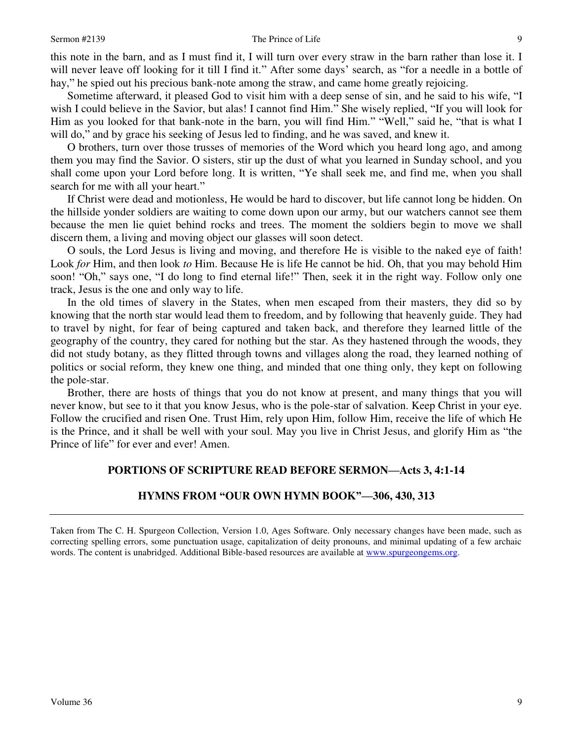this note in the barn, and as I must find it, I will turn over every straw in the barn rather than lose it. I will never leave off looking for it till I find it." After some days' search, as "for a needle in a bottle of hay," he spied out his precious bank-note among the straw, and came home greatly rejoicing.

Sometime afterward, it pleased God to visit him with a deep sense of sin, and he said to his wife, "I wish I could believe in the Savior, but alas! I cannot find Him." She wisely replied, "If you will look for Him as you looked for that bank-note in the barn, you will find Him." "Well," said he, "that is what I will do," and by grace his seeking of Jesus led to finding, and he was saved, and knew it.

O brothers, turn over those trusses of memories of the Word which you heard long ago, and among them you may find the Savior. O sisters, stir up the dust of what you learned in Sunday school, and you shall come upon your Lord before long. It is written, "Ye shall seek me, and find me, when you shall search for me with all your heart."

If Christ were dead and motionless, He would be hard to discover, but life cannot long be hidden. On the hillside yonder soldiers are waiting to come down upon our army, but our watchers cannot see them because the men lie quiet behind rocks and trees. The moment the soldiers begin to move we shall discern them, a living and moving object our glasses will soon detect.

O souls, the Lord Jesus is living and moving, and therefore He is visible to the naked eye of faith! Look *for* Him, and then look *to* Him. Because He is life He cannot be hid. Oh, that you may behold Him soon! "Oh," says one, "I do long to find eternal life!" Then, seek it in the right way. Follow only one track, Jesus is the one and only way to life.

In the old times of slavery in the States, when men escaped from their masters, they did so by knowing that the north star would lead them to freedom, and by following that heavenly guide. They had to travel by night, for fear of being captured and taken back, and therefore they learned little of the geography of the country, they cared for nothing but the star. As they hastened through the woods, they did not study botany, as they flitted through towns and villages along the road, they learned nothing of politics or social reform, they knew one thing, and minded that one thing only, they kept on following the pole-star.

Brother, there are hosts of things that you do not know at present, and many things that you will never know, but see to it that you know Jesus, who is the pole-star of salvation. Keep Christ in your eye. Follow the crucified and risen One. Trust Him, rely upon Him, follow Him, receive the life of which He is the Prince, and it shall be well with your soul. May you live in Christ Jesus, and glorify Him as "the Prince of life" for ever and ever! Amen.

**PORTIONS OF SCRIPTURE READ BEFORE SERMON—Acts 3, 4:1-14**

**HYMNS FROM "OUR OWN HYMN BOOK"—306, 430, 313**

---

Taken from The C. H. Spurgeon Collection, Version 1.0, Ages Software. Only necessary changes have been made, such as correcting spelling errors, some punctuation usage, capitalization of deity pronouns, and minimal updating of a few archaic words. The content is unabridged. Additional Bible-based resources are available at www.spurgeongems.org.